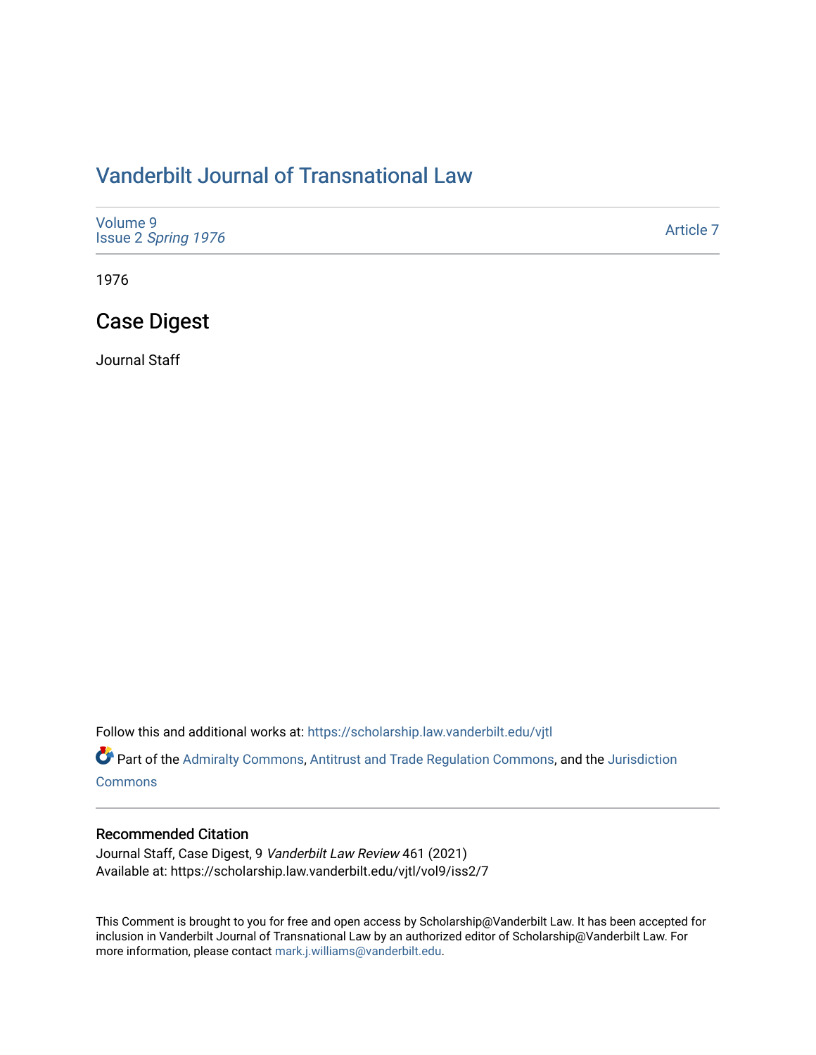# Vanderbilt Journal of Transnational Law

Volume 9
Issue 2 *Spring 1976*

Article 7

1976

## Case Digest

Journal Staff

Follow this and additional works at: https://scholarship.law.vanderbilt.edu/vjtl

Part of the Admiralty Commons, Antitrust and Trade Regulation Commons, and the Jurisdiction Commons

### Recommended Citation

Journal Staff, Case Digest, 9 *Vanderbilt Law Review* 461 (2021)
Available at: https://scholarship.law.vanderbilt.edu/vjtl/vol9/iss2/7

This Comment is brought to you for free and open access by Scholarship@Vanderbilt Law. It has been accepted for inclusion in Vanderbilt Journal of Transnational Law by an authorized editor of Scholarship@Vanderbilt Law. For more information, please contact mark.j.williams@vanderbilt.edu.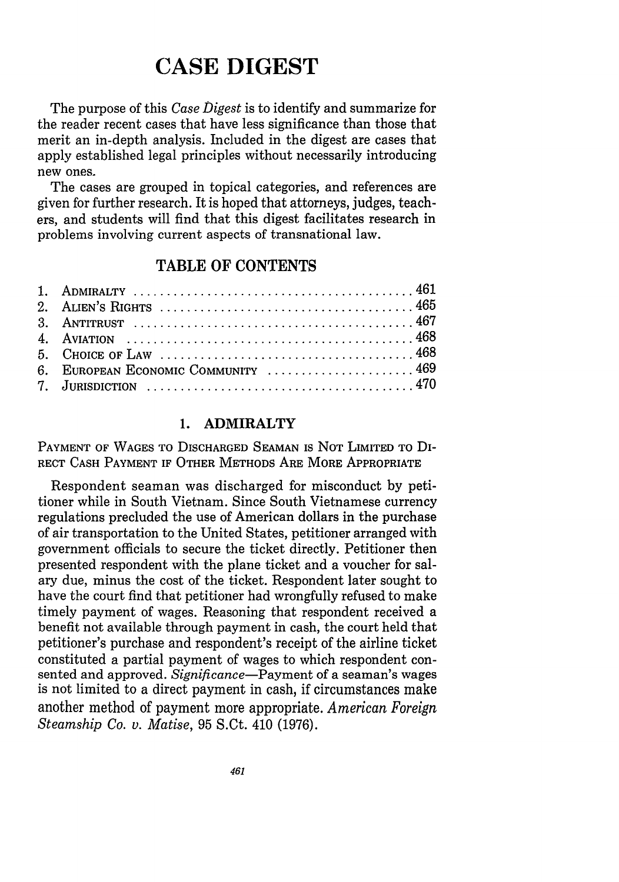# CASE DIGEST

The purpose of this *Case Digest* is to identify and summarize for the reader recent cases that have less significance than those that merit an in-depth analysis. Included in the digest are cases that apply established legal principles without necessarily introducing new ones.

The cases are grouped in topical categories, and references are given for further research. It is hoped that attorneys, judges, teachers, and students will find that this digest facilitates research in problems involving current aspects of transnational law.

## TABLE OF CONTENTS

| | | |
|---|---|---|
| 1. | ADMIRALTY | 461 |
| 2. | ALIEN'S RIGHTS | 465 |
| 3. | ANTITRUST | 467 |
| 4. | AVIATION | 468 |
| 5. | CHOICE OF LAW | 468 |
| 6. | EUROPEAN ECONOMIC COMMUNITY | 469 |
| 7. | JURISDICTION | 470 |

## 1. ADMIRALTY

PAYMENT OF WAGES TO DISCHARGED SEAMAN IS NOT LIMITED TO DIRECT CASH PAYMENT IF OTHER METHODS ARE MORE APPROPRIATE

Respondent seaman was discharged for misconduct by petitioner while in South Vietnam. Since South Vietnamese currency regulations precluded the use of American dollars in the purchase of air transportation to the United States, petitioner arranged with government officials to secure the ticket directly. Petitioner then presented respondent with the plane ticket and a voucher for salary due, minus the cost of the ticket. Respondent later sought to have the court find that petitioner had wrongfully refused to make timely payment of wages. Reasoning that respondent received a benefit not available through payment in cash, the court held that petitioner's purchase and respondent's receipt of the airline ticket constituted a partial payment of wages to which respondent consented and approved. *Significance*—Payment of a seaman's wages is not limited to a direct payment in cash, if circumstances make another method of payment more appropriate. *American Foreign Steamship Co. v. Matise*, 95 S.Ct. 410 (1976).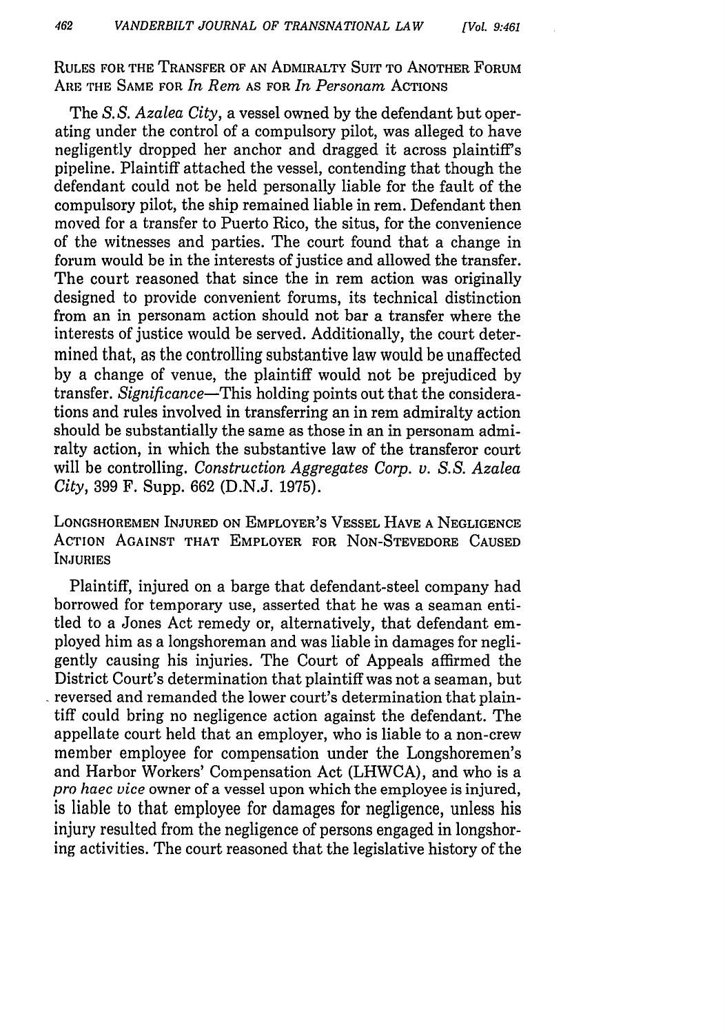### RULES FOR THE TRANSFER OF AN ADMIRALTY SUIT TO ANOTHER FORUM ARE THE SAME FOR *In Rem* AS FOR *In Personam* ACTIONS

The *S.S. Azalea City*, a vessel owned by the defendant but operating under the control of a compulsory pilot, was alleged to have negligently dropped her anchor and dragged it across plaintiff's pipeline. Plaintiff attached the vessel, contending that though the defendant could not be held personally liable for the fault of the compulsory pilot, the ship remained liable in rem. Defendant then moved for a transfer to Puerto Rico, the situs, for the convenience of the witnesses and parties. The court found that a change in forum would be in the interests of justice and allowed the transfer. The court reasoned that since the in rem action was originally designed to provide convenient forums, its technical distinction from an in personam action should not bar a transfer where the interests of justice would be served. Additionally, the court determined that, as the controlling substantive law would be unaffected by a change of venue, the plaintiff would not be prejudiced by transfer. *Significance*—This holding points out that the considerations and rules involved in transferring an in rem admiralty action should be substantially the same as those in an in personam admiralty action, in which the substantive law of the transferor court will be controlling. *Construction Aggregates Corp. v. S.S. Azalea City*, 399 F. Supp. 662 (D.N.J. 1975).

### LONGSHOREMEN INJURED ON EMPLOYER'S VESSEL HAVE A NEGLIGENCE ACTION AGAINST THAT EMPLOYER FOR NON-STEVEDORE CAUSED INJURIES

Plaintiff, injured on a barge that defendant-steel company had borrowed for temporary use, asserted that he was a seaman entitled to a Jones Act remedy or, alternatively, that defendant employed him as a longshoreman and was liable in damages for negligently causing his injuries. The Court of Appeals affirmed the District Court's determination that plaintiff was not a seaman, but reversed and remanded the lower court's determination that plaintiff could bring no negligence action against the defendant. The appellate court held that an employer, who is liable to a non-crew member employee for compensation under the Longshoremen's and Harbor Workers' Compensation Act (LHWCA), and who is a *pro haec vice* owner of a vessel upon which the employee is injured, is liable to that employee for damages for negligence, unless his injury resulted from the negligence of persons engaged in longshoring activities. The court reasoned that the legislative history of the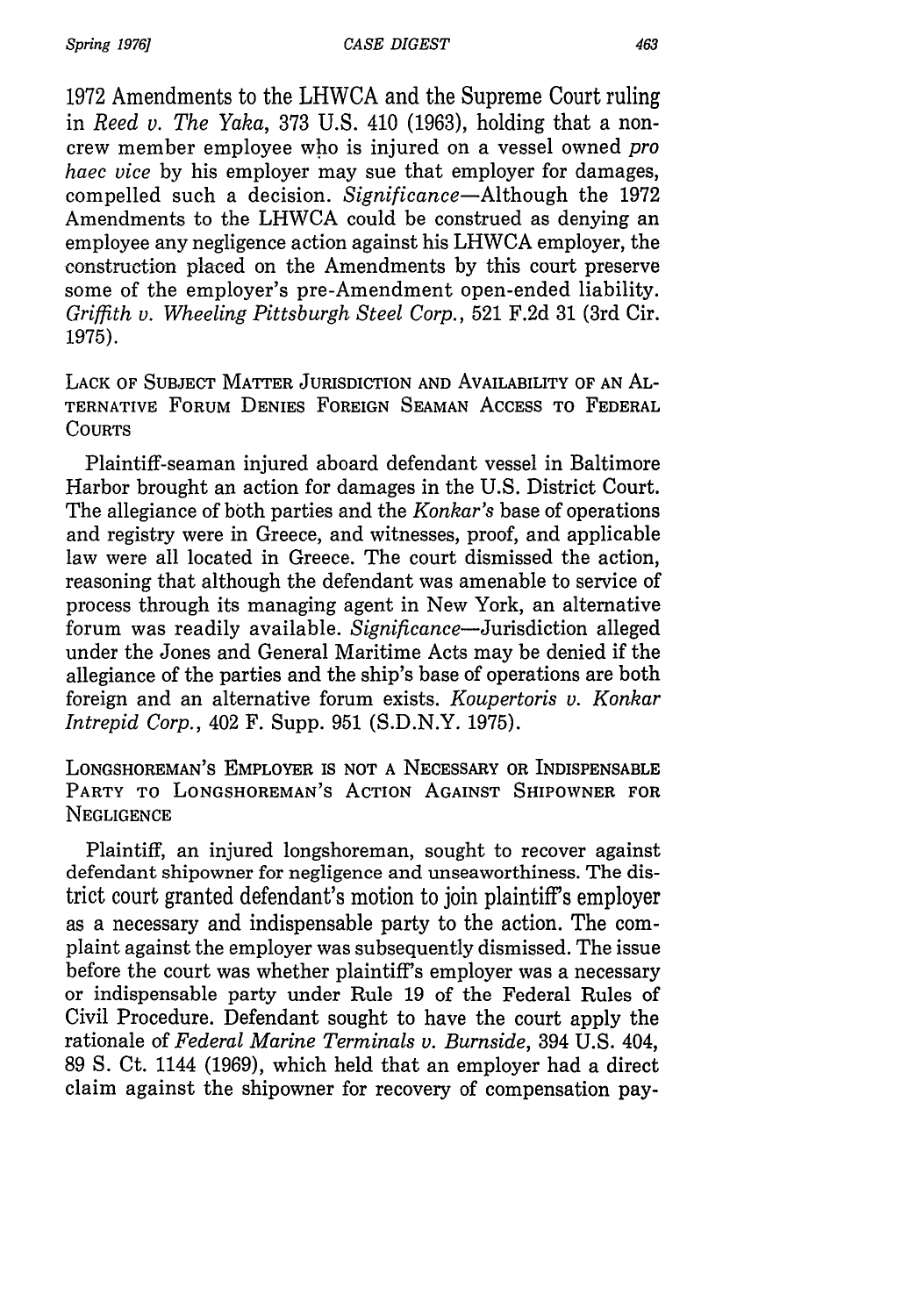1972 Amendments to the LHWCA and the Supreme Court ruling in *Reed v. The Yaka*, 373 U.S. 410 (1963), holding that a non-crew member employee who is injured on a vessel owned *pro haec vice* by his employer may sue that employer for damages, compelled such a decision. *Significance*—Although the 1972 Amendments to the LHWCA could be construed as denying an employee any negligence action against his LHWCA employer, the construction placed on the Amendments by this court preserve some of the employer's pre-Amendment open-ended liability. *Griffith v. Wheeling Pittsburgh Steel Corp.*, 521 F.2d 31 (3rd Cir. 1975).

### LACK OF SUBJECT MATTER JURISDICTION AND AVAILABILITY OF AN ALTERNATIVE FORUM DENIES FOREIGN SEAMAN ACCESS TO FEDERAL COURTS

Plaintiff-seaman injured aboard defendant vessel in Baltimore Harbor brought an action for damages in the U.S. District Court. The allegiance of both parties and the *Konkar's* base of operations and registry were in Greece, and witnesses, proof, and applicable law were all located in Greece. The court dismissed the action, reasoning that although the defendant was amenable to service of process through its managing agent in New York, an alternative forum was readily available. *Significance*—Jurisdiction alleged under the Jones and General Maritime Acts may be denied if the allegiance of the parties and the ship's base of operations are both foreign and an alternative forum exists. *Koupertoris v. Konkar Intrepid Corp.*, 402 F. Supp. 951 (S.D.N.Y. 1975).

### LONGSHOREMAN'S EMPLOYER IS NOT A NECESSARY OR INDISPENSABLE PARTY TO LONGSHOREMAN'S ACTION AGAINST SHIPOWNER FOR NEGLIGENCE

Plaintiff, an injured longshoreman, sought to recover against defendant shipowner for negligence and unseaworthiness. The district court granted defendant's motion to join plaintiff's employer as a necessary and indispensable party to the action. The complaint against the employer was subsequently dismissed. The issue before the court was whether plaintiff's employer was a necessary or indispensable party under Rule 19 of the Federal Rules of Civil Procedure. Defendant sought to have the court apply the rationale of *Federal Marine Terminals v. Burnside*, 394 U.S. 404, 89 S. Ct. 1144 (1969), which held that an employer had a direct claim against the shipowner for recovery of compensation pay-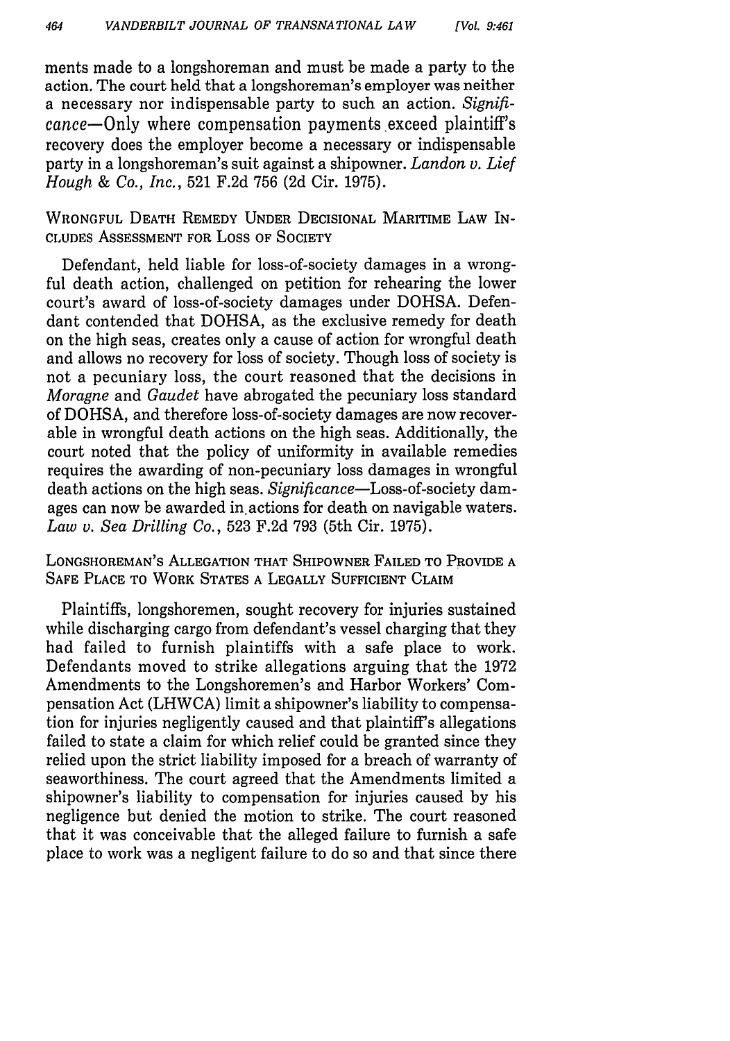ments made to a longshoreman and must be made a party to the action. The court held that a longshoreman's employer was neither a necessary nor indispensable party to such an action. *Significance*—Only where compensation payments exceed plaintiff's recovery does the employer become a necessary or indispensable party in a longshoreman's suit against a shipowner. *Landon v. Lief Hough & Co., Inc.*, 521 F.2d 756 (2d Cir. 1975).

WRONGFUL DEATH REMEDY UNDER DECISIONAL MARITIME LAW INCLUDES ASSESSMENT FOR LOSS OF SOCIETY

Defendant, held liable for loss-of-society damages in a wrongful death action, challenged on petition for rehearing the lower court's award of loss-of-society damages under DOHSA. Defendant contended that DOHSA, as the exclusive remedy for death on the high seas, creates only a cause of action for wrongful death and allows no recovery for loss of society. Though loss of society is not a pecuniary loss, the court reasoned that the decisions in *Moragne* and *Gaudet* have abrogated the pecuniary loss standard of DOHSA, and therefore loss-of-society damages are now recoverable in wrongful death actions on the high seas. Additionally, the court noted that the policy of uniformity in available remedies requires the awarding of non-pecuniary loss damages in wrongful death actions on the high seas. *Significance*—Loss-of-society damages can now be awarded in actions for death on navigable waters. *Law v. Sea Drilling Co.*, 523 F.2d 793 (5th Cir. 1975).

LONGSHOREMAN'S ALLEGATION THAT SHIPOWNER FAILED TO PROVIDE A SAFE PLACE TO WORK STATES A LEGALLY SUFFICIENT CLAIM

Plaintiffs, longshoremen, sought recovery for injuries sustained while discharging cargo from defendant's vessel charging that they had failed to furnish plaintiffs with a safe place to work. Defendants moved to strike allegations arguing that the 1972 Amendments to the Longshoremen's and Harbor Workers' Compensation Act (LHWCA) limit a shipowner's liability to compensation for injuries negligently caused and that plaintiff's allegations failed to state a claim for which relief could be granted since they relied upon the strict liability imposed for a breach of warranty of seaworthiness. The court agreed that the Amendments limited a shipowner's liability to compensation for injuries caused by his negligence but denied the motion to strike. The court reasoned that it was conceivable that the alleged failure to furnish a safe place to work was a negligent failure to do so and that since there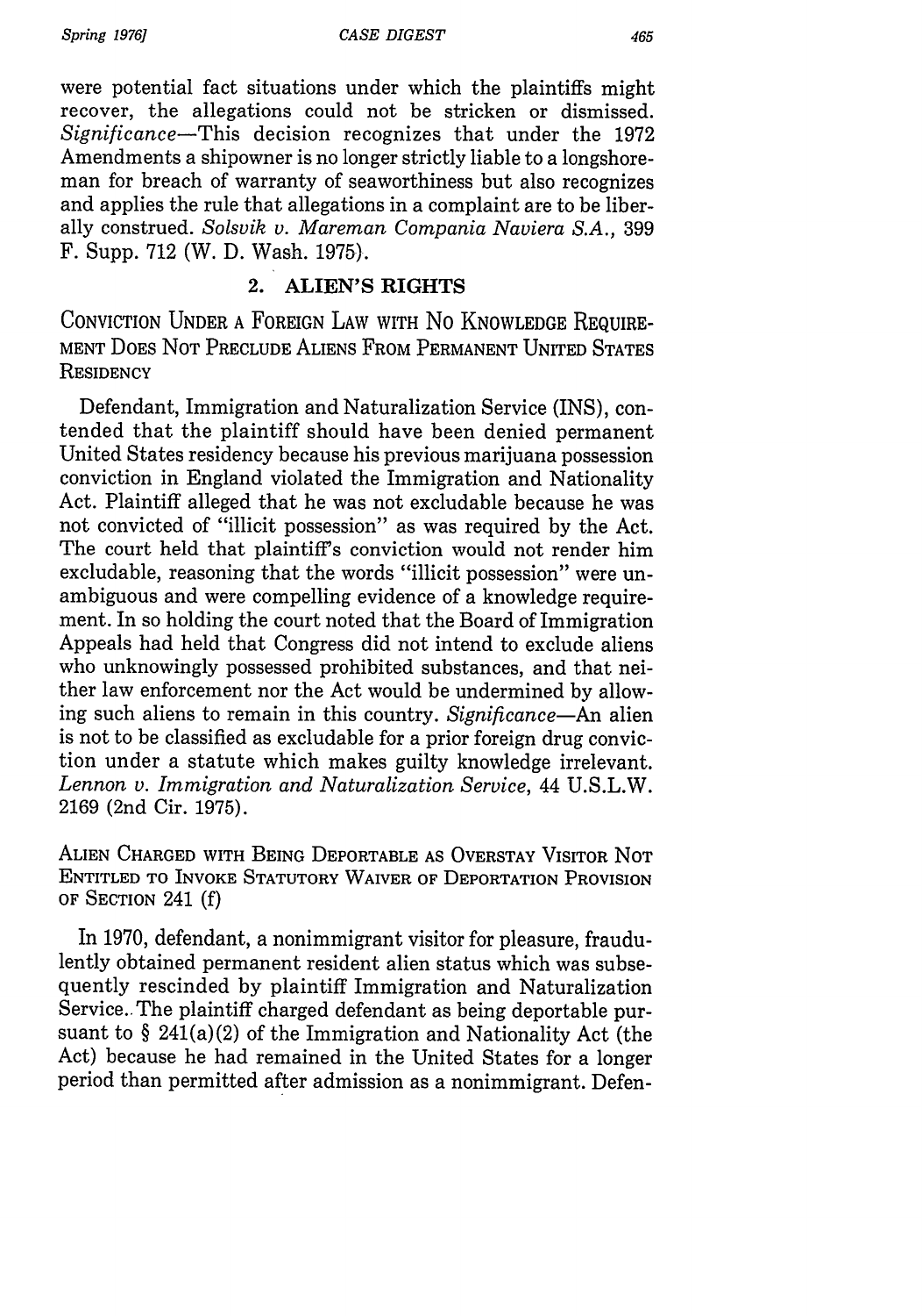were potential fact situations under which the plaintiffs might recover, the allegations could not be stricken or dismissed. *Significance*—This decision recognizes that under the 1972 Amendments a shipowner is no longer strictly liable to a longshoreman for breach of warranty of seaworthiness but also recognizes and applies the rule that allegations in a complaint are to be liberally construed. *Solsvik v. Mareman Compania Naviera S.A.*, 399 F. Supp. 712 (W. D. Wash. 1975).

## 2. ALIEN'S RIGHTS

### CONVICTION UNDER A FOREIGN LAW WITH NO KNOWLEDGE REQUIREMENT DOES NOT PRECLUDE ALIENS FROM PERMANENT UNITED STATES RESIDENCY

Defendant, Immigration and Naturalization Service (INS), contended that the plaintiff should have been denied permanent United States residency because his previous marijuana possession conviction in England violated the Immigration and Nationality Act. Plaintiff alleged that he was not excludable because he was not convicted of "illicit possession" as was required by the Act. The court held that plaintiff's conviction would not render him excludable, reasoning that the words "illicit possession" were unambiguous and were compelling evidence of a knowledge requirement. In so holding the court noted that the Board of Immigration Appeals had held that Congress did not intend to exclude aliens who unknowingly possessed prohibited substances, and that neither law enforcement nor the Act would be undermined by allowing such aliens to remain in this country. *Significance*—An alien is not to be classified as excludable for a prior foreign drug conviction under a statute which makes guilty knowledge irrelevant. *Lennon v. Immigration and Naturalization Service*, 44 U.S.L.W. 2169 (2nd Cir. 1975).

### ALIEN CHARGED WITH BEING DEPORTABLE AS OVERSTAY VISITOR NOT ENTITLED TO INVOKE STATUTORY WAIVER OF DEPORTATION PROVISION OF SECTION 241 (f)

In 1970, defendant, a nonimmigrant visitor for pleasure, fraudulently obtained permanent resident alien status which was subsequently rescinded by plaintiff Immigration and Naturalization Service. The plaintiff charged defendant as being deportable pursuant to § 241(a)(2) of the Immigration and Nationality Act (the Act) because he had remained in the United States for a longer period than permitted after admission as a nonimmigrant. Defen-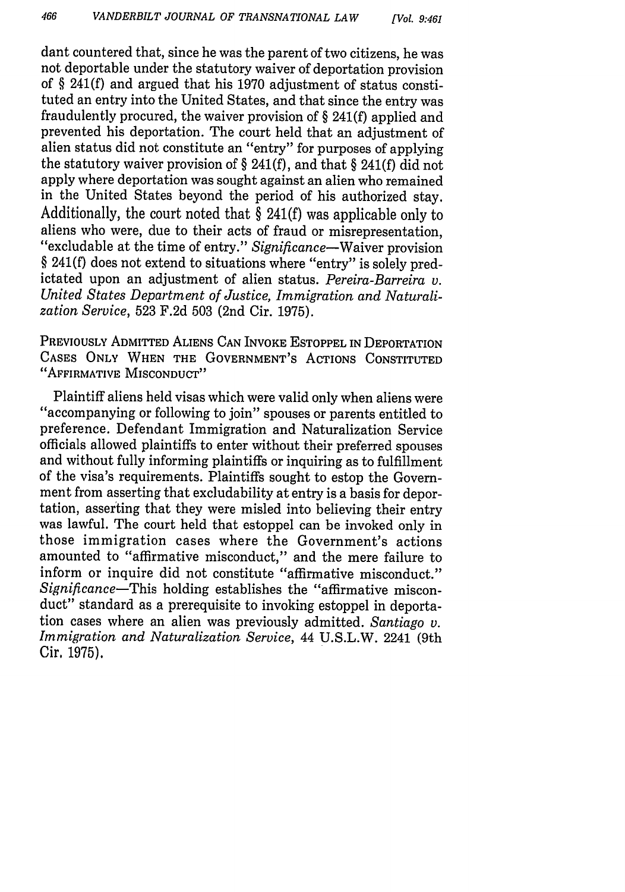dant countered that, since he was the parent of two citizens, he was not deportable under the statutory waiver of deportation provision of § 241(f) and argued that his 1970 adjustment of status constituted an entry into the United States, and that since the entry was fraudulently procured, the waiver provision of § 241(f) applied and prevented his deportation. The court held that an adjustment of alien status did not constitute an "entry" for purposes of applying the statutory waiver provision of § 241(f), and that § 241(f) did not apply where deportation was sought against an alien who remained in the United States beyond the period of his authorized stay. Additionally, the court noted that § 241(f) was applicable only to aliens who were, due to their acts of fraud or misrepresentation, "excludable at the time of entry." *Significance*—Waiver provision § 241(f) does not extend to situations where "entry" is solely predictated upon an adjustment of alien status. *Pereira-Barreira v. United States Department of Justice, Immigration and Naturalization Service*, 523 F.2d 503 (2nd Cir. 1975).

PREVIOUSLY ADMITTED ALIENS CAN INVOKE ESTOPPEL IN DEPORTATION CASES ONLY WHEN THE GOVERNMENT'S ACTIONS CONSTITUTED "AFFIRMATIVE MISCONDUCT"

Plaintiff aliens held visas which were valid only when aliens were "accompanying or following to join" spouses or parents entitled to preference. Defendant Immigration and Naturalization Service officials allowed plaintiffs to enter without their preferred spouses and without fully informing plaintiffs or inquiring as to fulfillment of the visa's requirements. Plaintiffs sought to estop the Government from asserting that excludability at entry is a basis for deportation, asserting that they were misled into believing their entry was lawful. The court held that estoppel can be invoked only in those immigration cases where the Government's actions amounted to "affirmative misconduct," and the mere failure to inform or inquire did not constitute "affirmative misconduct." *Significance*—This holding establishes the "affirmative misconduct" standard as a prerequisite to invoking estoppel in deportation cases where an alien was previously admitted. *Santiago v. Immigration and Naturalization Service*, 44 U.S.L.W. 2241 (9th Cir. 1975).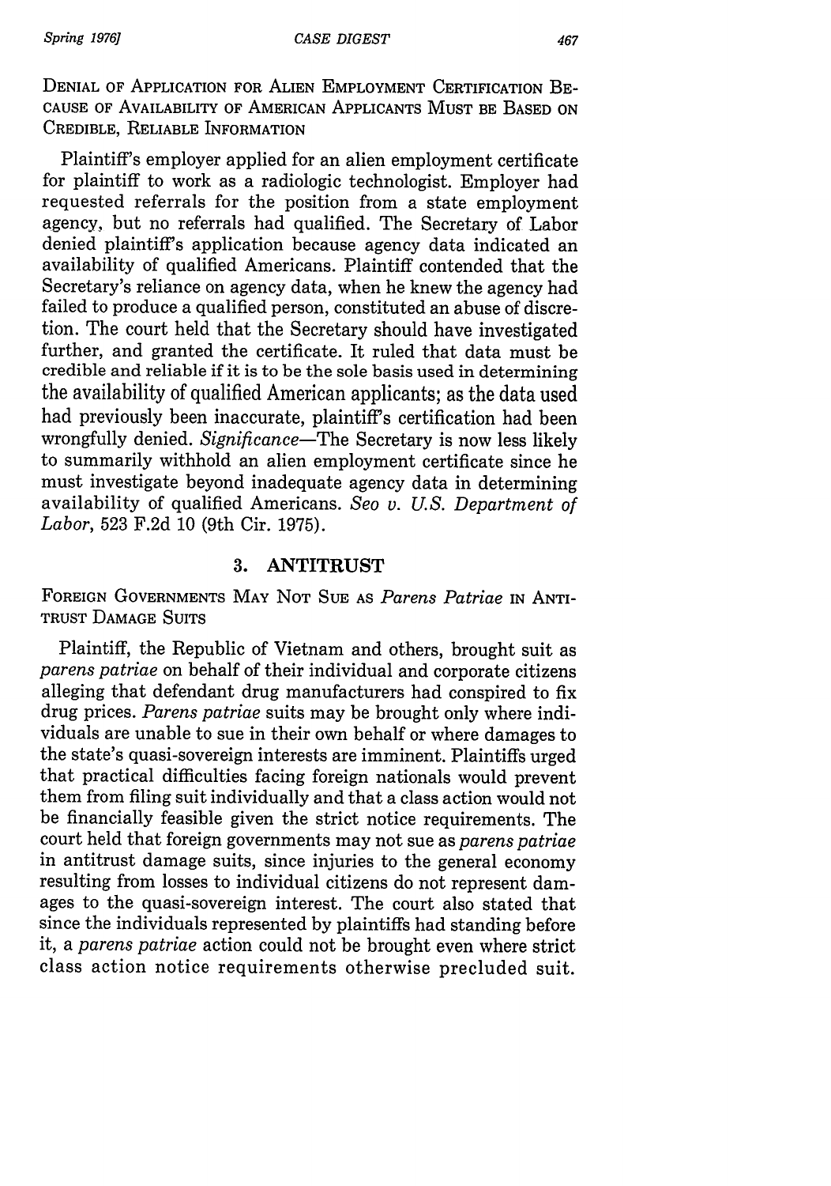DENIAL OF APPLICATION FOR ALIEN EMPLOYMENT CERTIFICATION BECAUSE OF AVAILABILITY OF AMERICAN APPLICANTS MUST BE BASED ON CREDIBLE, RELIABLE INFORMATION

Plaintiff's employer applied for an alien employment certificate for plaintiff to work as a radiologic technologist. Employer had requested referrals for the position from a state employment agency, but no referrals had qualified. The Secretary of Labor denied plaintiff's application because agency data indicated an availability of qualified Americans. Plaintiff contended that the Secretary's reliance on agency data, when he knew the agency had failed to produce a qualified person, constituted an abuse of discretion. The court held that the Secretary should have investigated further, and granted the certificate. It ruled that data must be credible and reliable if it is to be the sole basis used in determining the availability of qualified American applicants; as the data used had previously been inaccurate, plaintiff's certification had been wrongfully denied. *Significance*—The Secretary is now less likely to summarily withhold an alien employment certificate since he must investigate beyond inadequate agency data in determining availability of qualified Americans. *Seo v. U.S. Department of Labor*, 523 F.2d 10 (9th Cir. 1975).

## 3. ANTITRUST

FOREIGN GOVERNMENTS MAY NOT SUE AS *Parens Patriae* IN ANTITRUST DAMAGE SUITS

Plaintiff, the Republic of Vietnam and others, brought suit as *parens patriae* on behalf of their individual and corporate citizens alleging that defendant drug manufacturers had conspired to fix drug prices. *Parens patriae* suits may be brought only where individuals are unable to sue in their own behalf or where damages to the state's quasi-sovereign interests are imminent. Plaintiffs urged that practical difficulties facing foreign nationals would prevent them from filing suit individually and that a class action would not be financially feasible given the strict notice requirements. The court held that foreign governments may not sue as *parens patriae* in antitrust damage suits, since injuries to the general economy resulting from losses to individual citizens do not represent damages to the quasi-sovereign interest. The court also stated that since the individuals represented by plaintiffs had standing before it, a *parens patriae* action could not be brought even where strict class action notice requirements otherwise precluded suit.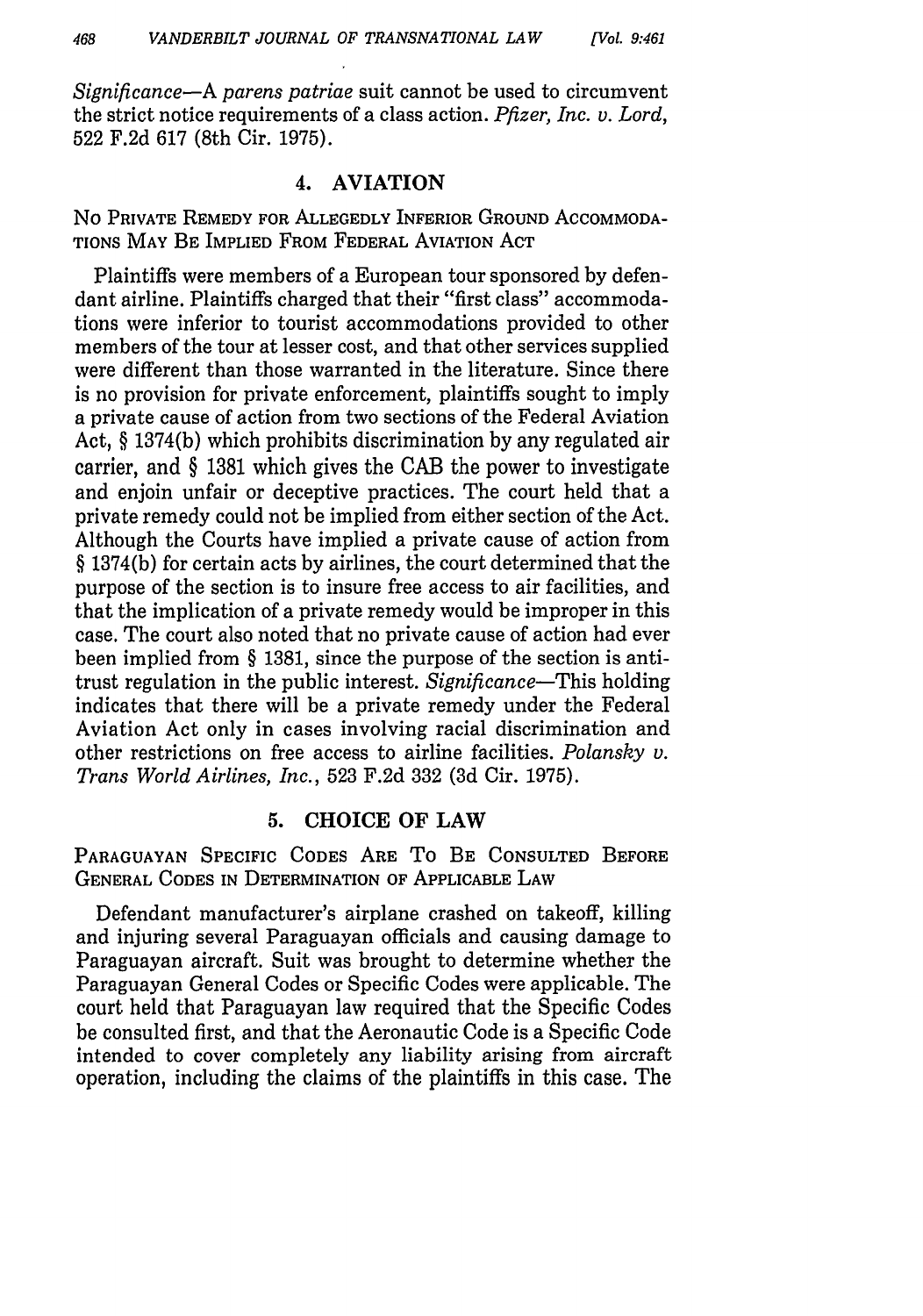*Significance*—A *parens patriae* suit cannot be used to circumvent the strict notice requirements of a class action. *Pfizer, Inc. v. Lord*, 522 F.2d 617 (8th Cir. 1975).

## 4. AVIATION

### NO PRIVATE REMEDY FOR ALLEGEDLY INFERIOR GROUND ACCOMMODATIONS MAY BE IMPLIED FROM FEDERAL AVIATION ACT

Plaintiffs were members of a European tour sponsored by defendant airline. Plaintiffs charged that their "first class" accommodations were inferior to tourist accommodations provided to other members of the tour at lesser cost, and that other services supplied were different than those warranted in the literature. Since there is no provision for private enforcement, plaintiffs sought to imply a private cause of action from two sections of the Federal Aviation Act, § 1374(b) which prohibits discrimination by any regulated air carrier, and § 1381 which gives the CAB the power to investigate and enjoin unfair or deceptive practices. The court held that a private remedy could not be implied from either section of the Act. Although the Courts have implied a private cause of action from § 1374(b) for certain acts by airlines, the court determined that the purpose of the section is to insure free access to air facilities, and that the implication of a private remedy would be improper in this case. The court also noted that no private cause of action had ever been implied from § 1381, since the purpose of the section is antitrust regulation in the public interest. *Significance*—This holding indicates that there will be a private remedy under the Federal Aviation Act only in cases involving racial discrimination and other restrictions on free access to airline facilities. *Polansky v. Trans World Airlines, Inc.*, 523 F.2d 332 (3d Cir. 1975).

## 5. CHOICE OF LAW

### PARAGUAYAN SPECIFIC CODES ARE TO BE CONSULTED BEFORE GENERAL CODES IN DETERMINATION OF APPLICABLE LAW

Defendant manufacturer's airplane crashed on takeoff, killing and injuring several Paraguayan officials and causing damage to Paraguayan aircraft. Suit was brought to determine whether the Paraguayan General Codes or Specific Codes were applicable. The court held that Paraguayan law required that the Specific Codes be consulted first, and that the Aeronautic Code is a Specific Code intended to cover completely any liability arising from aircraft operation, including the claims of the plaintiffs in this case. The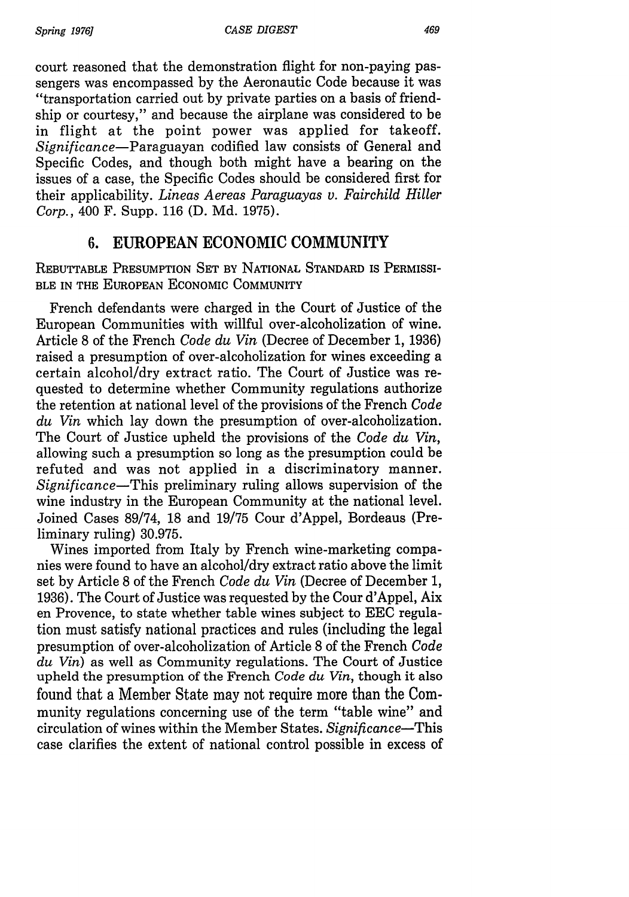court reasoned that the demonstration flight for non-paying passengers was encompassed by the Aeronautic Code because it was "transportation carried out by private parties on a basis of friendship or courtesy," and because the airplane was considered to be in flight at the point power was applied for takeoff. *Significance*—Paraguayan codified law consists of General and Specific Codes, and though both might have a bearing on the issues of a case, the Specific Codes should be considered first for their applicability. *Lineas Aereas Paraguayas v. Fairchild Hiller Corp.*, 400 F. Supp. 116 (D. Md. 1975).

## 6. EUROPEAN ECONOMIC COMMUNITY

### REBUTTABLE PRESUMPTION SET BY NATIONAL STANDARD IS PERMISSIBLE IN THE EUROPEAN ECONOMIC COMMUNITY

French defendants were charged in the Court of Justice of the European Communities with willful over-alcoholization of wine. Article 8 of the French *Code du Vin* (Decree of December 1, 1936) raised a presumption of over-alcoholization for wines exceeding a certain alcohol/dry extract ratio. The Court of Justice was requested to determine whether Community regulations authorize the retention at national level of the provisions of the French *Code du Vin* which lay down the presumption of over-alcoholization. The Court of Justice upheld the provisions of the *Code du Vin*, allowing such a presumption so long as the presumption could be refuted and was not applied in a discriminatory manner. *Significance*—This preliminary ruling allows supervision of the wine industry in the European Community at the national level. Joined Cases 89/74, 18 and 19/75 Cour d'Appel, Bordeaus (Preliminary ruling) 30.975.

Wines imported from Italy by French wine-marketing companies were found to have an alcohol/dry extract ratio above the limit set by Article 8 of the French *Code du Vin* (Decree of December 1, 1936). The Court of Justice was requested by the Cour d'Appel, Aix en Provence, to state whether table wines subject to EEC regulation must satisfy national practices and rules (including the legal presumption of over-alcoholization of Article 8 of the French *Code du Vin*) as well as Community regulations. The Court of Justice upheld the presumption of the French *Code du Vin*, though it also found that a Member State may not require more than the Community regulations concerning use of the term "table wine" and circulation of wines within the Member States. *Significance*—This case clarifies the extent of national control possible in excess of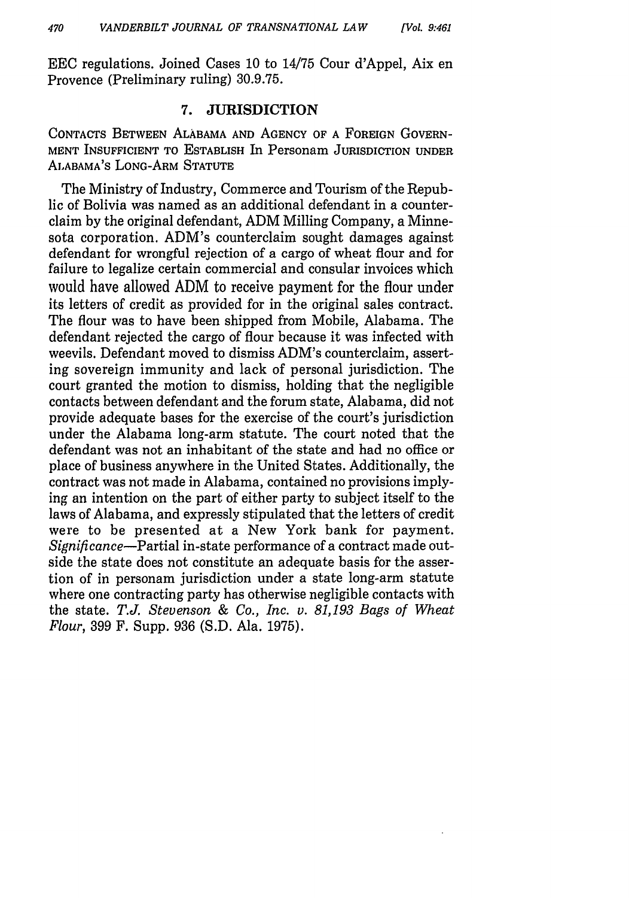EEC regulations. Joined Cases 10 to 14/75 Cour d'Appel, Aix en Provence (Preliminary ruling) 30.9.75.

## 7. JURISDICTION

CONTACTS BETWEEN ALABAMA AND AGENCY OF A FOREIGN GOVERNMENT INSUFFICIENT TO ESTABLISH *In Personam* JURISDICTION UNDER ALABAMA'S LONG-ARM STATUTE

The Ministry of Industry, Commerce and Tourism of the Republic of Bolivia was named as an additional defendant in a counterclaim by the original defendant, ADM Milling Company, a Minnesota corporation. ADM's counterclaim sought damages against defendant for wrongful rejection of a cargo of wheat flour and for failure to legalize certain commercial and consular invoices which would have allowed ADM to receive payment for the flour under its letters of credit as provided for in the original sales contract. The flour was to have been shipped from Mobile, Alabama. The defendant rejected the cargo of flour because it was infected with weevils. Defendant moved to dismiss ADM's counterclaim, asserting sovereign immunity and lack of personal jurisdiction. The court granted the motion to dismiss, holding that the negligible contacts between defendant and the forum state, Alabama, did not provide adequate bases for the exercise of the court's jurisdiction under the Alabama long-arm statute. The court noted that the defendant was not an inhabitant of the state and had no office or place of business anywhere in the United States. Additionally, the contract was not made in Alabama, contained no provisions implying an intention on the part of either party to subject itself to the laws of Alabama, and expressly stipulated that the letters of credit were to be presented at a New York bank for payment. *Significance*—Partial in-state performance of a contract made outside the state does not constitute an adequate basis for the assertion of in personam jurisdiction under a state long-arm statute where one contracting party has otherwise negligible contacts with the state. *T.J. Stevenson & Co., Inc. v. 81,193 Bags of Wheat Flour*, 399 F. Supp. 936 (S.D. Ala. 1975).